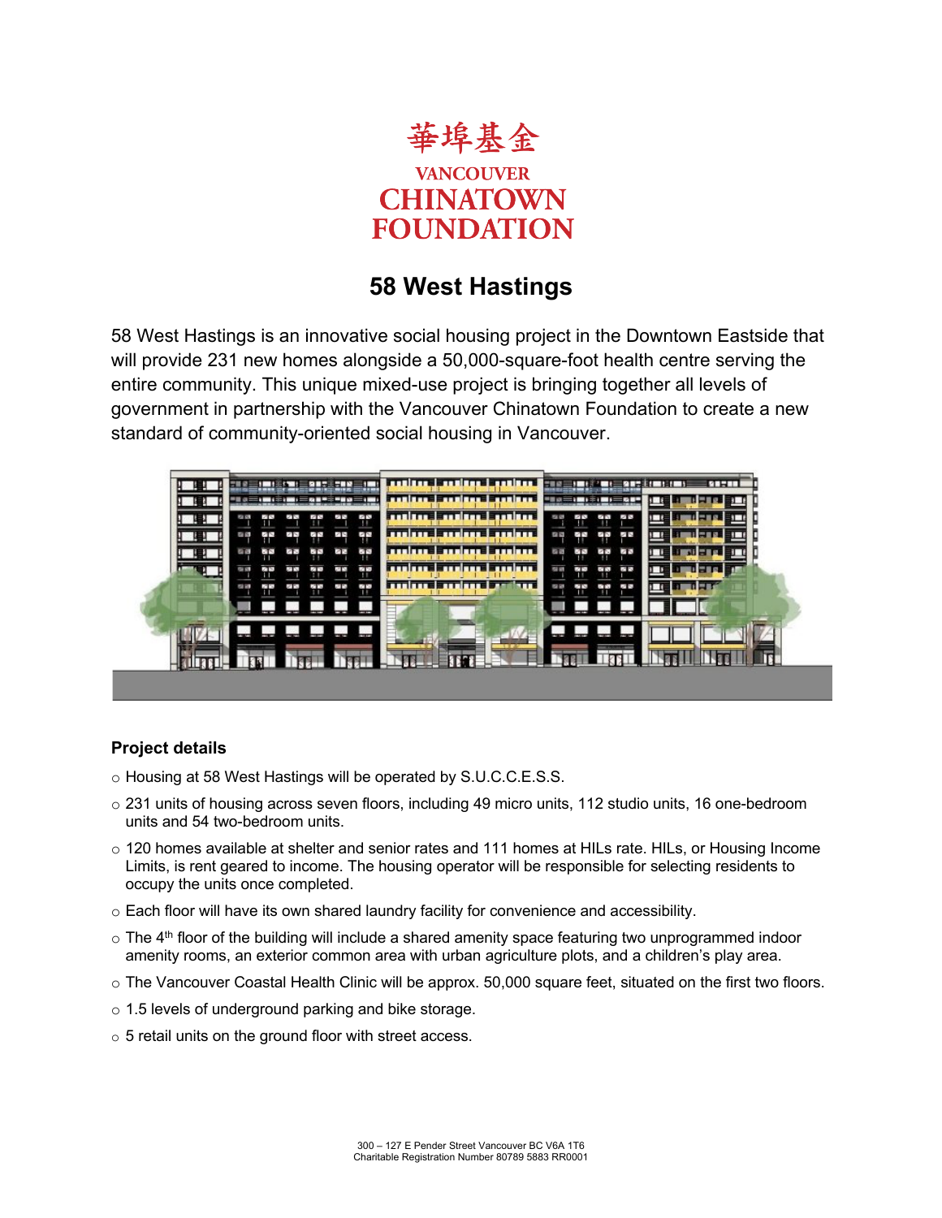華埠基金

VANCOUVER
CHINATOWN
FOUNDATION

# 58 West Hastings

58 West Hastings is an innovative social housing project in the Downtown Eastside that will provide 231 new homes alongside a 50,000-square-foot health centre serving the entire community. This unique mixed-use project is bringing together all levels of government in partnership with the Vancouver Chinatown Foundation to create a new standard of community-oriented social housing in Vancouver.

### Project details

- Housing at 58 West Hastings will be operated by S.U.C.C.E.S.S.
- 231 units of housing across seven floors, including 49 micro units, 112 studio units, 16 one-bedroom units and 54 two-bedroom units.
- 120 homes available at shelter and senior rates and 111 homes at HILs rate. HILs, or Housing Income Limits, is rent geared to income. The housing operator will be responsible for selecting residents to occupy the units once completed.
- Each floor will have its own shared laundry facility for convenience and accessibility.
- The 4th floor of the building will include a shared amenity space featuring two unprogrammed indoor amenity rooms, an exterior common area with urban agriculture plots, and a children's play area.
- The Vancouver Coastal Health Clinic will be approx. 50,000 square feet, situated on the first two floors.
- 1.5 levels of underground parking and bike storage.
- 5 retail units on the ground floor with street access.

300 – 127 E Pender Street Vancouver BC V6A 1T6
Charitable Registration Number 80789 5883 RR0001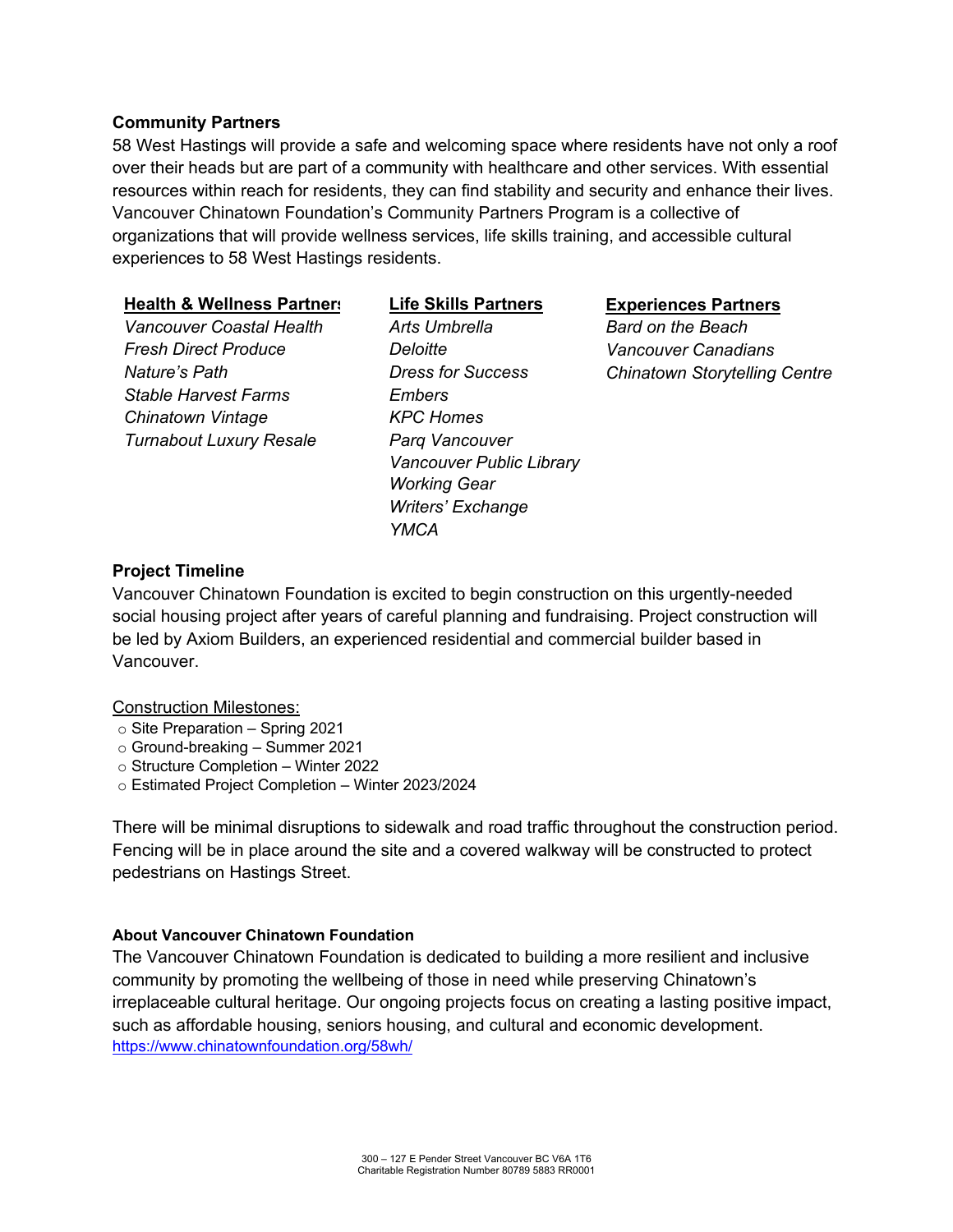**Community Partners**

58 West Hastings will provide a safe and welcoming space where residents have not only a roof over their heads but are part of a community with healthcare and other services. With essential resources within reach for residents, they can find stability and security and enhance their lives. Vancouver Chinatown Foundation's Community Partners Program is a collective of organizations that will provide wellness services, life skills training, and accessible cultural experiences to 58 West Hastings residents.

**Health & Wellness Partners**

*Vancouver Coastal Health*
*Fresh Direct Produce*
*Nature's Path*
*Stable Harvest Farms*
*Chinatown Vintage*
*Turnabout Luxury Resale*

**Life Skills Partners**

*Arts Umbrella*
*Deloitte*
*Dress for Success*
*Embers*
*KPC Homes*
*Parq Vancouver*
*Vancouver Public Library*
*Working Gear*
*Writers' Exchange*
*YMCA*

**Experiences Partners**

*Bard on the Beach*
*Vancouver Canadians*
*Chinatown Storytelling Centre*

**Project Timeline**

Vancouver Chinatown Foundation is excited to begin construction on this urgently-needed social housing project after years of careful planning and fundraising. Project construction will be led by Axiom Builders, an experienced residential and commercial builder based in Vancouver.

Construction Milestones:

- Site Preparation – Spring 2021
- Ground-breaking – Summer 2021
- Structure Completion – Winter 2022
- Estimated Project Completion – Winter 2023/2024

There will be minimal disruptions to sidewalk and road traffic throughout the construction period. Fencing will be in place around the site and a covered walkway will be constructed to protect pedestrians on Hastings Street.

**About Vancouver Chinatown Foundation**

The Vancouver Chinatown Foundation is dedicated to building a more resilient and inclusive community by promoting the wellbeing of those in need while preserving Chinatown's irreplaceable cultural heritage. Our ongoing projects focus on creating a lasting positive impact, such as affordable housing, seniors housing, and cultural and economic development.
https://www.chinatownfoundation.org/58wh/

300 – 127 E Pender Street Vancouver BC V6A 1T6
Charitable Registration Number 80789 5883 RR0001